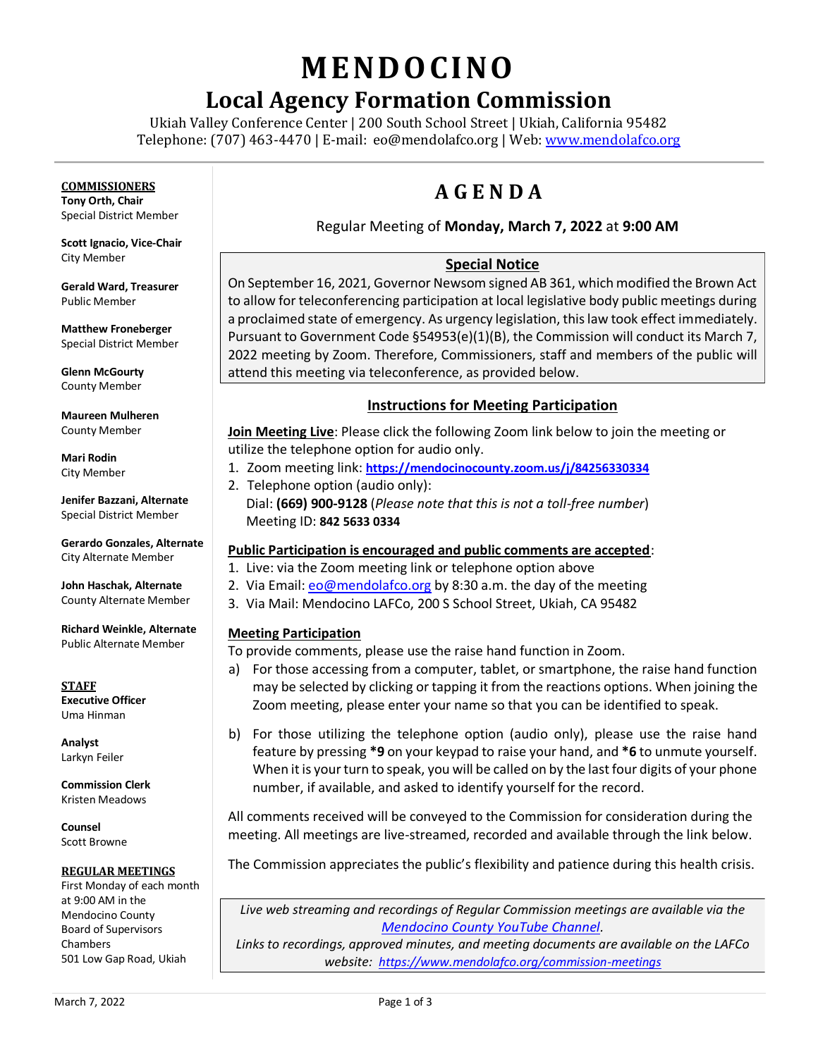# MENDOCINO

## Local Agency Formation Commission

Ukiah Valley Conference Center | 200 South School Street | Ukiah, California 95482
Telephone: (707) 463-4470 | E-mail: eo@mendolafco.org | Web: www.mendolafco.org

**COMMISSIONERS**

**Tony Orth, Chair**
Special District Member

**Scott Ignacio, Vice-Chair**
City Member

**Gerald Ward, Treasurer**
Public Member

**Matthew Froneberger**
Special District Member

**Glenn McGourty**
County Member

**Maureen Mulheren**
County Member

**Mari Rodin**
City Member

**Jenifer Bazzani, Alternate**
Special District Member

**Gerardo Gonzales, Alternate**
City Alternate Member

**John Haschak, Alternate**
County Alternate Member

**Richard Weinkle, Alternate**
Public Alternate Member

**STAFF**

**Executive Officer**
Uma Hinman

**Analyst**
Larkyn Feiler

**Commission Clerk**
Kristen Meadows

**Counsel**
Scott Browne

**REGULAR MEETINGS**

First Monday of each month at 9:00 AM in the Mendocino County Board of Supervisors Chambers
501 Low Gap Road, Ukiah

# AGENDA

Regular Meeting of **Monday, March 7, 2022** at **9:00 AM**

### Special Notice

On September 16, 2021, Governor Newsom signed AB 361, which modified the Brown Act to allow for teleconferencing participation at local legislative body public meetings during a proclaimed state of emergency. As urgency legislation, this law took effect immediately. Pursuant to Government Code §54953(e)(1)(B), the Commission will conduct its March 7, 2022 meeting by Zoom. Therefore, Commissioners, staff and members of the public will attend this meeting via teleconference, as provided below.

### Instructions for Meeting Participation

**Join Meeting Live**: Please click the following Zoom link below to join the meeting or utilize the telephone option for audio only.

1. Zoom meeting link: **https://mendocinocounty.zoom.us/j/84256330334**
2. Telephone option (audio only):
   Dial: **(669) 900-9128** (*Please note that this is not a toll-free number*)
   Meeting ID: **842 5633 0334**

**Public Participation is encouraged and public comments are accepted**:

1. Live: via the Zoom meeting link or telephone option above
2. Via Email: eo@mendolafco.org by 8:30 a.m. the day of the meeting
3. Via Mail: Mendocino LAFCo, 200 S School Street, Ukiah, CA 95482

**Meeting Participation**

To provide comments, please use the raise hand function in Zoom.

a) For those accessing from a computer, tablet, or smartphone, the raise hand function may be selected by clicking or tapping it from the reactions options. When joining the Zoom meeting, please enter your name so that you can be identified to speak.

b) For those utilizing the telephone option (audio only), please use the raise hand feature by pressing **\*9** on your keypad to raise your hand, and **\*6** to unmute yourself. When it is your turn to speak, you will be called on by the last four digits of your phone number, if available, and asked to identify yourself for the record.

All comments received will be conveyed to the Commission for consideration during the meeting. All meetings are live-streamed, recorded and available through the link below.

The Commission appreciates the public's flexibility and patience during this health crisis.

*Live web streaming and recordings of Regular Commission meetings are available via the Mendocino County YouTube Channel.*
*Links to recordings, approved minutes, and meeting documents are available on the LAFCo website: https://www.mendolafco.org/commission-meetings*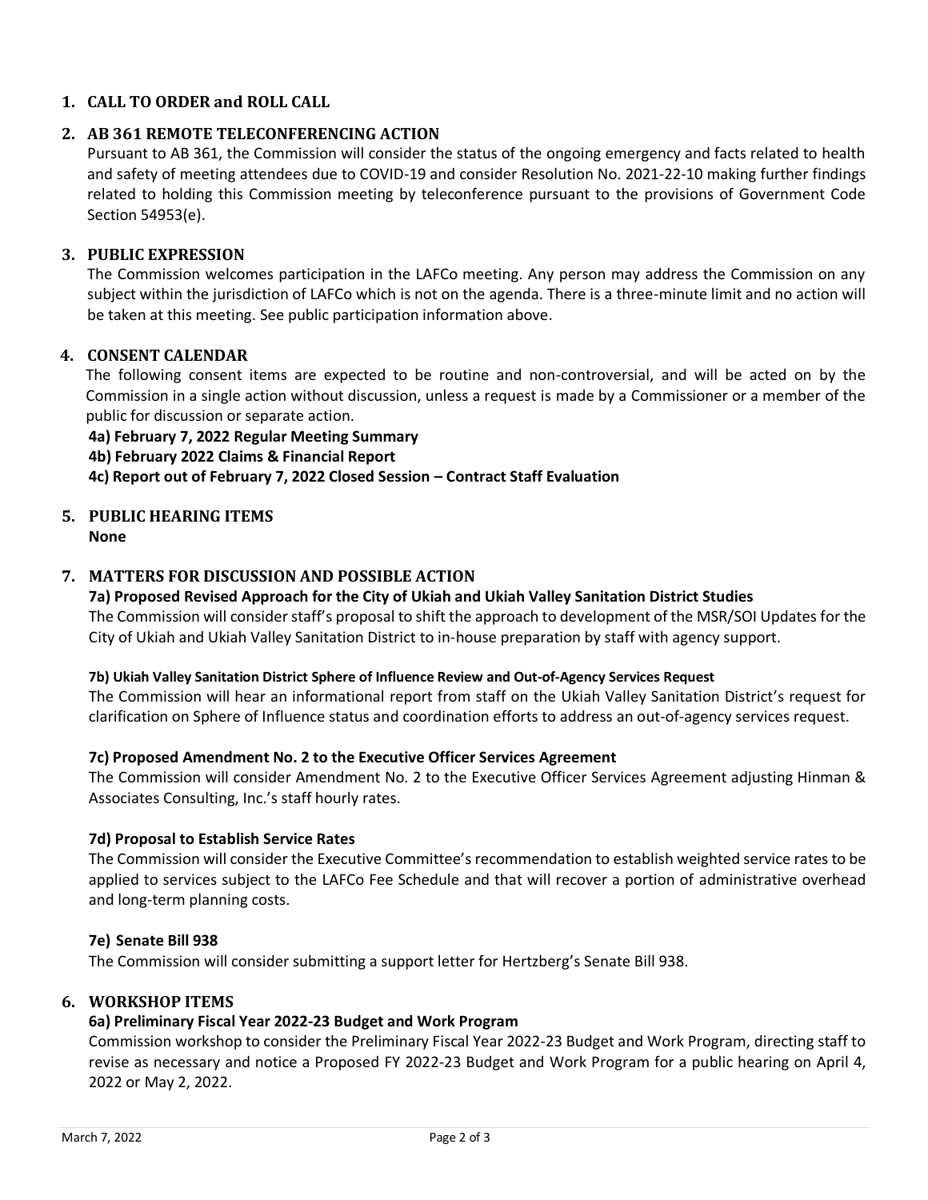## 1. CALL TO ORDER and ROLL CALL

## 2. AB 361 REMOTE TELECONFERENCING ACTION

Pursuant to AB 361, the Commission will consider the status of the ongoing emergency and facts related to health and safety of meeting attendees due to COVID-19 and consider Resolution No. 2021-22-10 making further findings related to holding this Commission meeting by teleconference pursuant to the provisions of Government Code Section 54953(e).

## 3. PUBLIC EXPRESSION

The Commission welcomes participation in the LAFCo meeting. Any person may address the Commission on any subject within the jurisdiction of LAFCo which is not on the agenda. There is a three-minute limit and no action will be taken at this meeting. See public participation information above.

## 4. CONSENT CALENDAR

The following consent items are expected to be routine and non-controversial, and will be acted on by the Commission in a single action without discussion, unless a request is made by a Commissioner or a member of the public for discussion or separate action.

**4a) February 7, 2022 Regular Meeting Summary**

**4b) February 2022 Claims & Financial Report**

**4c) Report out of February 7, 2022 Closed Session – Contract Staff Evaluation**

## 5. PUBLIC HEARING ITEMS

**None**

## 7. MATTERS FOR DISCUSSION AND POSSIBLE ACTION

**7a) Proposed Revised Approach for the City of Ukiah and Ukiah Valley Sanitation District Studies**

The Commission will consider staff's proposal to shift the approach to development of the MSR/SOI Updates for the City of Ukiah and Ukiah Valley Sanitation District to in-house preparation by staff with agency support.

**7b) Ukiah Valley Sanitation District Sphere of Influence Review and Out-of-Agency Services Request**

The Commission will hear an informational report from staff on the Ukiah Valley Sanitation District's request for clarification on Sphere of Influence status and coordination efforts to address an out-of-agency services request.

**7c) Proposed Amendment No. 2 to the Executive Officer Services Agreement**

The Commission will consider Amendment No. 2 to the Executive Officer Services Agreement adjusting Hinman & Associates Consulting, Inc.'s staff hourly rates.

**7d) Proposal to Establish Service Rates**

The Commission will consider the Executive Committee's recommendation to establish weighted service rates to be applied to services subject to the LAFCo Fee Schedule and that will recover a portion of administrative overhead and long-term planning costs.

**7e) Senate Bill 938**

The Commission will consider submitting a support letter for Hertzberg's Senate Bill 938.

## 6. WORKSHOP ITEMS

**6a) Preliminary Fiscal Year 2022-23 Budget and Work Program**

Commission workshop to consider the Preliminary Fiscal Year 2022-23 Budget and Work Program, directing staff to revise as necessary and notice a Proposed FY 2022-23 Budget and Work Program for a public hearing on April 4, 2022 or May 2, 2022.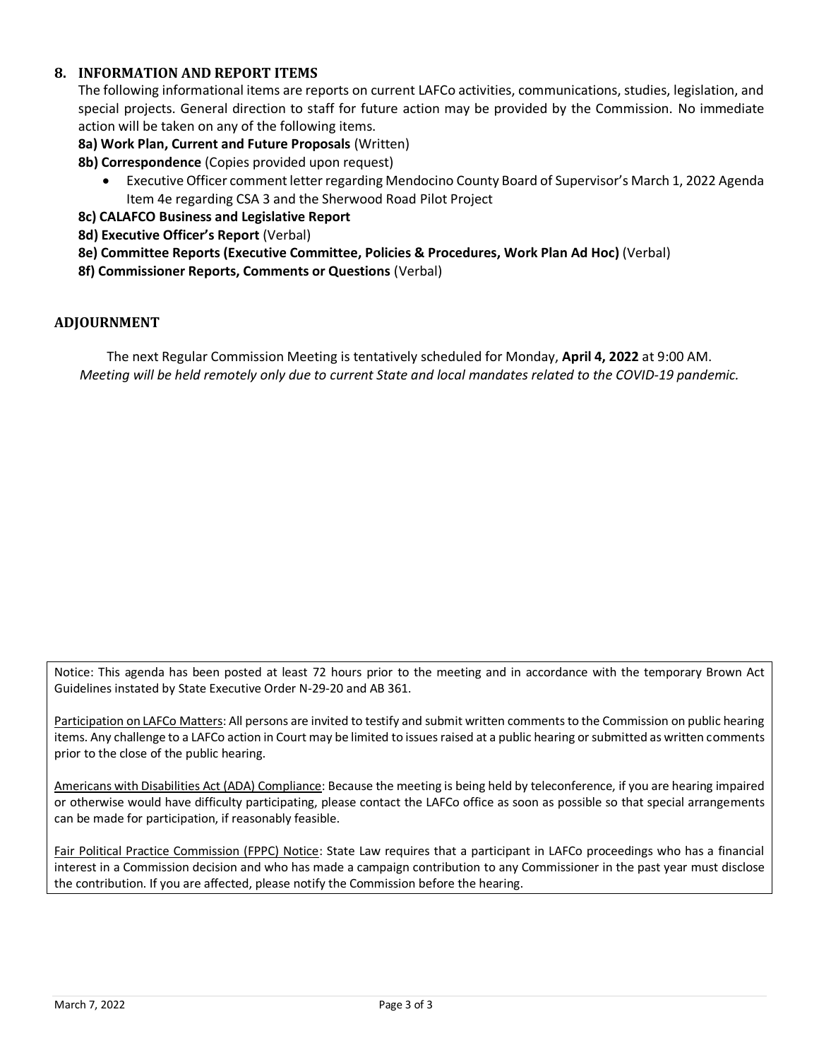## 8. INFORMATION AND REPORT ITEMS

The following informational items are reports on current LAFCo activities, communications, studies, legislation, and special projects. General direction to staff for future action may be provided by the Commission. No immediate action will be taken on any of the following items.

**8a) Work Plan, Current and Future Proposals** (Written)

**8b) Correspondence** (Copies provided upon request)

- Executive Officer comment letter regarding Mendocino County Board of Supervisor's March 1, 2022 Agenda Item 4e regarding CSA 3 and the Sherwood Road Pilot Project

**8c) CALAFCO Business and Legislative Report**

**8d) Executive Officer's Report** (Verbal)

**8e) Committee Reports (Executive Committee, Policies & Procedures, Work Plan Ad Hoc)** (Verbal)

**8f) Commissioner Reports, Comments or Questions** (Verbal)

## ADJOURNMENT

The next Regular Commission Meeting is tentatively scheduled for Monday, **April 4, 2022** at 9:00 AM.
*Meeting will be held remotely only due to current State and local mandates related to the COVID-19 pandemic.*

Notice: This agenda has been posted at least 72 hours prior to the meeting and in accordance with the temporary Brown Act Guidelines instated by State Executive Order N-29-20 and AB 361.

Participation on LAFCo Matters: All persons are invited to testify and submit written comments to the Commission on public hearing items. Any challenge to a LAFCo action in Court may be limited to issues raised at a public hearing or submitted as written comments prior to the close of the public hearing.

Americans with Disabilities Act (ADA) Compliance: Because the meeting is being held by teleconference, if you are hearing impaired or otherwise would have difficulty participating, please contact the LAFCo office as soon as possible so that special arrangements can be made for participation, if reasonably feasible.

Fair Political Practice Commission (FPPC) Notice: State Law requires that a participant in LAFCo proceedings who has a financial interest in a Commission decision and who has made a campaign contribution to any Commissioner in the past year must disclose the contribution. If you are affected, please notify the Commission before the hearing.

March 7, 2022